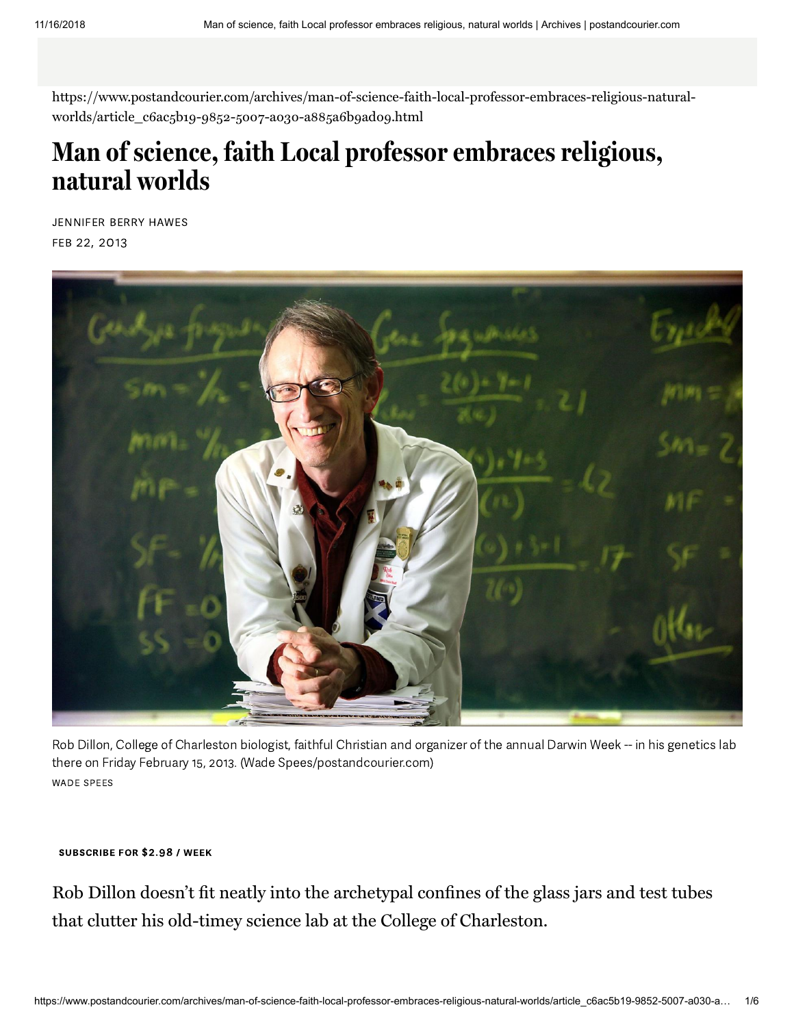https://www.postandcourier.com/archives/man-of-science-faith-local-professor-embraces-religious-natural-worlds/article_c6ac5b19-9852-5007-a030-a885a6b9ad09.html

# Man of science, faith Local professor embraces religious, natural worlds

JENNIFER BERRY HAWES

FEB 22, 2013

Rob Dillon, College of Charleston biologist, faithful Christian and organizer of the annual Darwin Week -- in his genetics lab there on Friday February 15, 2013. (Wade Spees/postandcourier.com)

WADE SPEES

Rob Dillon doesn't fit neatly into the archetypal confines of the glass jars and test tubes that clutter his old-timey science lab at the College of Charleston.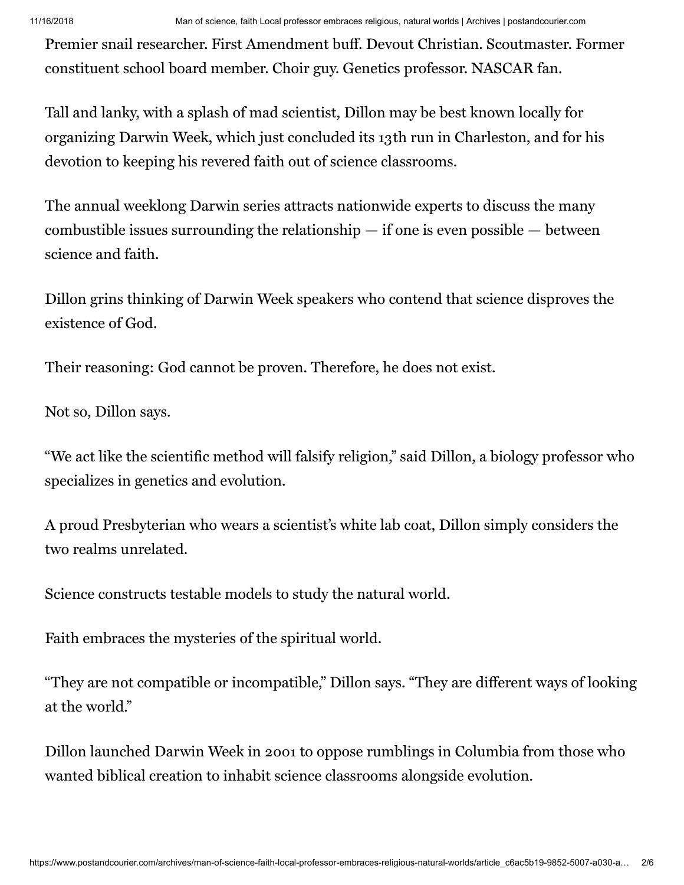Premier snail researcher. First Amendment buff. Devout Christian. Scoutmaster. Former constituent school board member. Choir guy. Genetics professor. NASCAR fan.

Tall and lanky, with a splash of mad scientist, Dillon may be best known locally for organizing Darwin Week, which just concluded its 13th run in Charleston, and for his devotion to keeping his revered faith out of science classrooms.

The annual weeklong Darwin series attracts nationwide experts to discuss the many combustible issues surrounding the relationship — if one is even possible — between science and faith.

Dillon grins thinking of Darwin Week speakers who contend that science disproves the existence of God.

Their reasoning: God cannot be proven. Therefore, he does not exist.

Not so, Dillon says.

"We act like the scientific method will falsify religion," said Dillon, a biology professor who specializes in genetics and evolution.

A proud Presbyterian who wears a scientist's white lab coat, Dillon simply considers the two realms unrelated.

Science constructs testable models to study the natural world.

Faith embraces the mysteries of the spiritual world.

"They are not compatible or incompatible," Dillon says. "They are different ways of looking at the world."

Dillon launched Darwin Week in 2001 to oppose rumblings in Columbia from those who wanted biblical creation to inhabit science classrooms alongside evolution.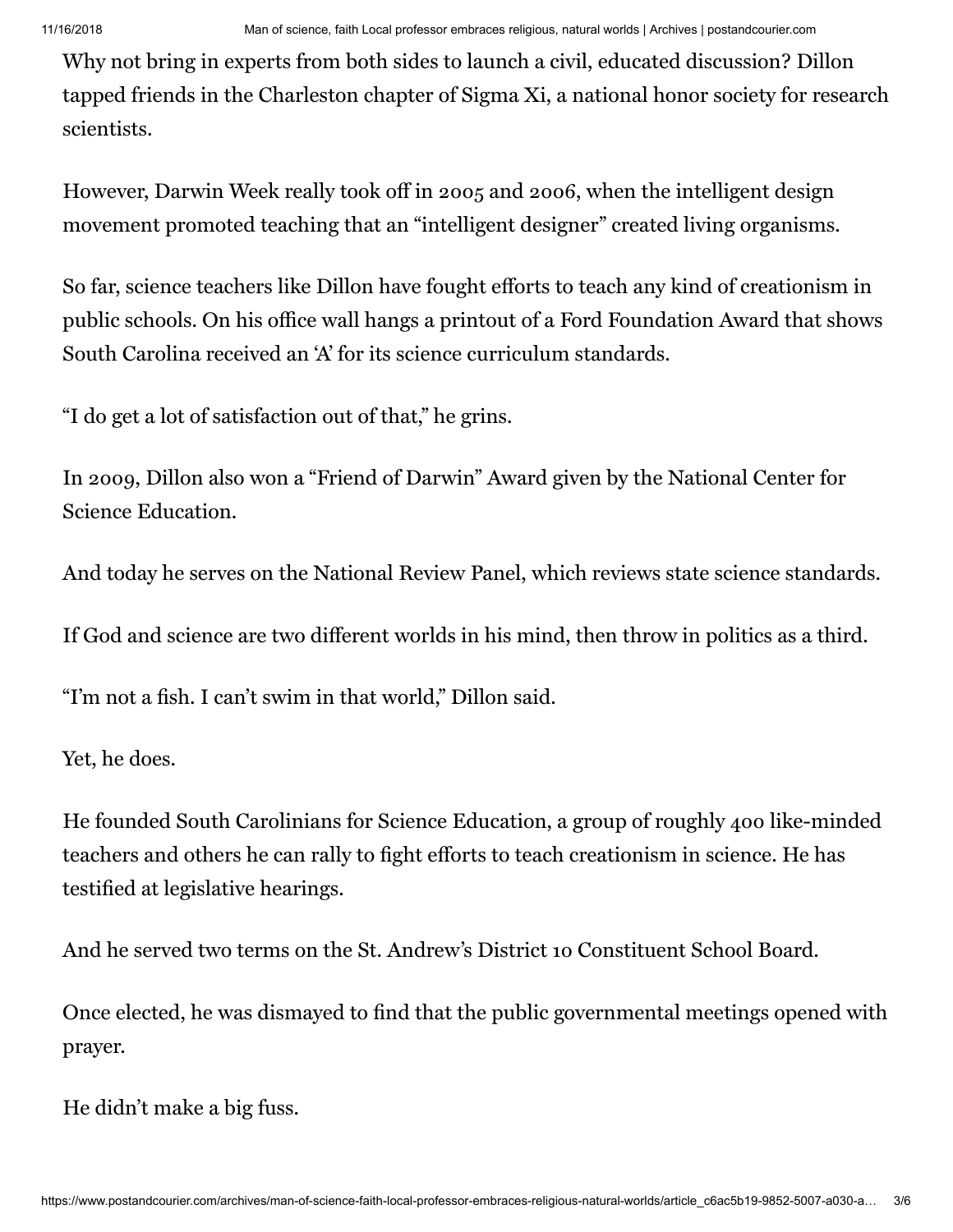Why not bring in experts from both sides to launch a civil, educated discussion? Dillon tapped friends in the Charleston chapter of Sigma Xi, a national honor society for research scientists.

However, Darwin Week really took off in 2005 and 2006, when the intelligent design movement promoted teaching that an "intelligent designer" created living organisms.

So far, science teachers like Dillon have fought efforts to teach any kind of creationism in public schools. On his office wall hangs a printout of a Ford Foundation Award that shows South Carolina received an 'A' for its science curriculum standards.

"I do get a lot of satisfaction out of that," he grins.

In 2009, Dillon also won a "Friend of Darwin" Award given by the National Center for Science Education.

And today he serves on the National Review Panel, which reviews state science standards.

If God and science are two different worlds in his mind, then throw in politics as a third.

"I'm not a fish. I can't swim in that world," Dillon said.

Yet, he does.

He founded South Carolinians for Science Education, a group of roughly 400 like-minded teachers and others he can rally to fight efforts to teach creationism in science. He has testified at legislative hearings.

And he served two terms on the St. Andrew's District 10 Constituent School Board.

Once elected, he was dismayed to find that the public governmental meetings opened with prayer.

He didn't make a big fuss.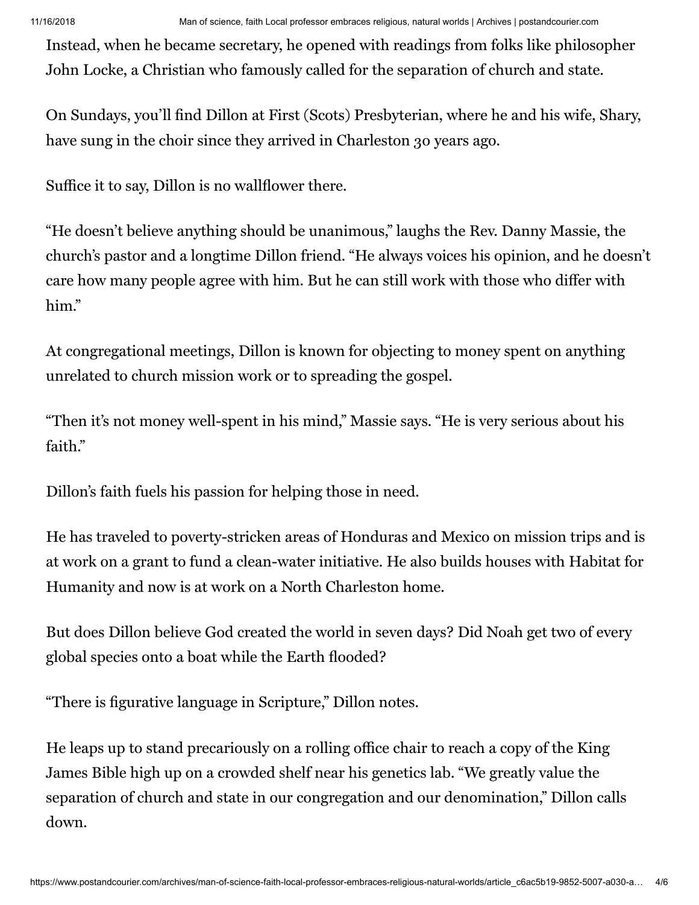Instead, when he became secretary, he opened with readings from folks like philosopher John Locke, a Christian who famously called for the separation of church and state.

On Sundays, you'll find Dillon at First (Scots) Presbyterian, where he and his wife, Shary, have sung in the choir since they arrived in Charleston 30 years ago.

Suffice it to say, Dillon is no wallflower there.

"He doesn't believe anything should be unanimous," laughs the Rev. Danny Massie, the church's pastor and a longtime Dillon friend. "He always voices his opinion, and he doesn't care how many people agree with him. But he can still work with those who differ with him."

At congregational meetings, Dillon is known for objecting to money spent on anything unrelated to church mission work or to spreading the gospel.

"Then it's not money well-spent in his mind," Massie says. "He is very serious about his faith."

Dillon's faith fuels his passion for helping those in need.

He has traveled to poverty-stricken areas of Honduras and Mexico on mission trips and is at work on a grant to fund a clean-water initiative. He also builds houses with Habitat for Humanity and now is at work on a North Charleston home.

But does Dillon believe God created the world in seven days? Did Noah get two of every global species onto a boat while the Earth flooded?

"There is figurative language in Scripture," Dillon notes.

He leaps up to stand precariously on a rolling office chair to reach a copy of the King James Bible high up on a crowded shelf near his genetics lab. "We greatly value the separation of church and state in our congregation and our denomination," Dillon calls down.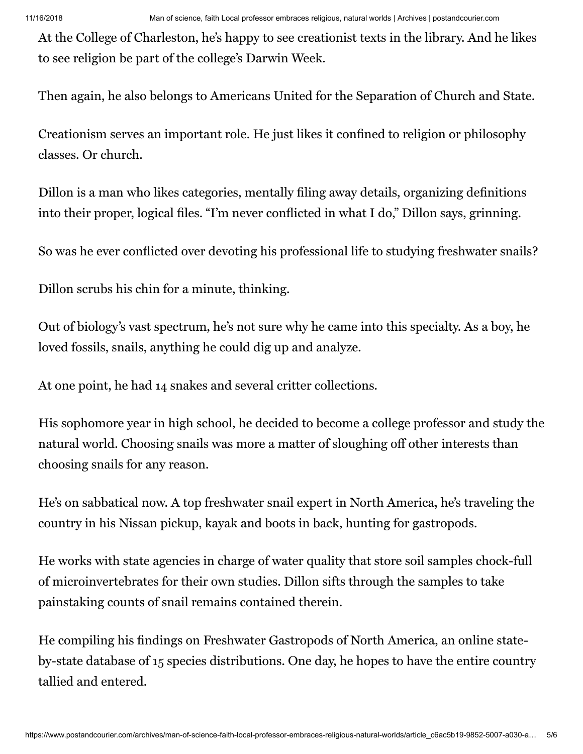At the College of Charleston, he's happy to see creationist texts in the library. And he likes to see religion be part of the college's Darwin Week.

Then again, he also belongs to Americans United for the Separation of Church and State.

Creationism serves an important role. He just likes it confined to religion or philosophy classes. Or church.

Dillon is a man who likes categories, mentally filing away details, organizing definitions into their proper, logical files. "I'm never conflicted in what I do," Dillon says, grinning.

So was he ever conflicted over devoting his professional life to studying freshwater snails?

Dillon scrubs his chin for a minute, thinking.

Out of biology's vast spectrum, he's not sure why he came into this specialty. As a boy, he loved fossils, snails, anything he could dig up and analyze.

At one point, he had 14 snakes and several critter collections.

His sophomore year in high school, he decided to become a college professor and study the natural world. Choosing snails was more a matter of sloughing off other interests than choosing snails for any reason.

He's on sabbatical now. A top freshwater snail expert in North America, he's traveling the country in his Nissan pickup, kayak and boots in back, hunting for gastropods.

He works with state agencies in charge of water quality that store soil samples chock-full of microinvertebrates for their own studies. Dillon sifts through the samples to take painstaking counts of snail remains contained therein.

He compiling his findings on Freshwater Gastropods of North America, an online state-by-state database of 15 species distributions. One day, he hopes to have the entire country tallied and entered.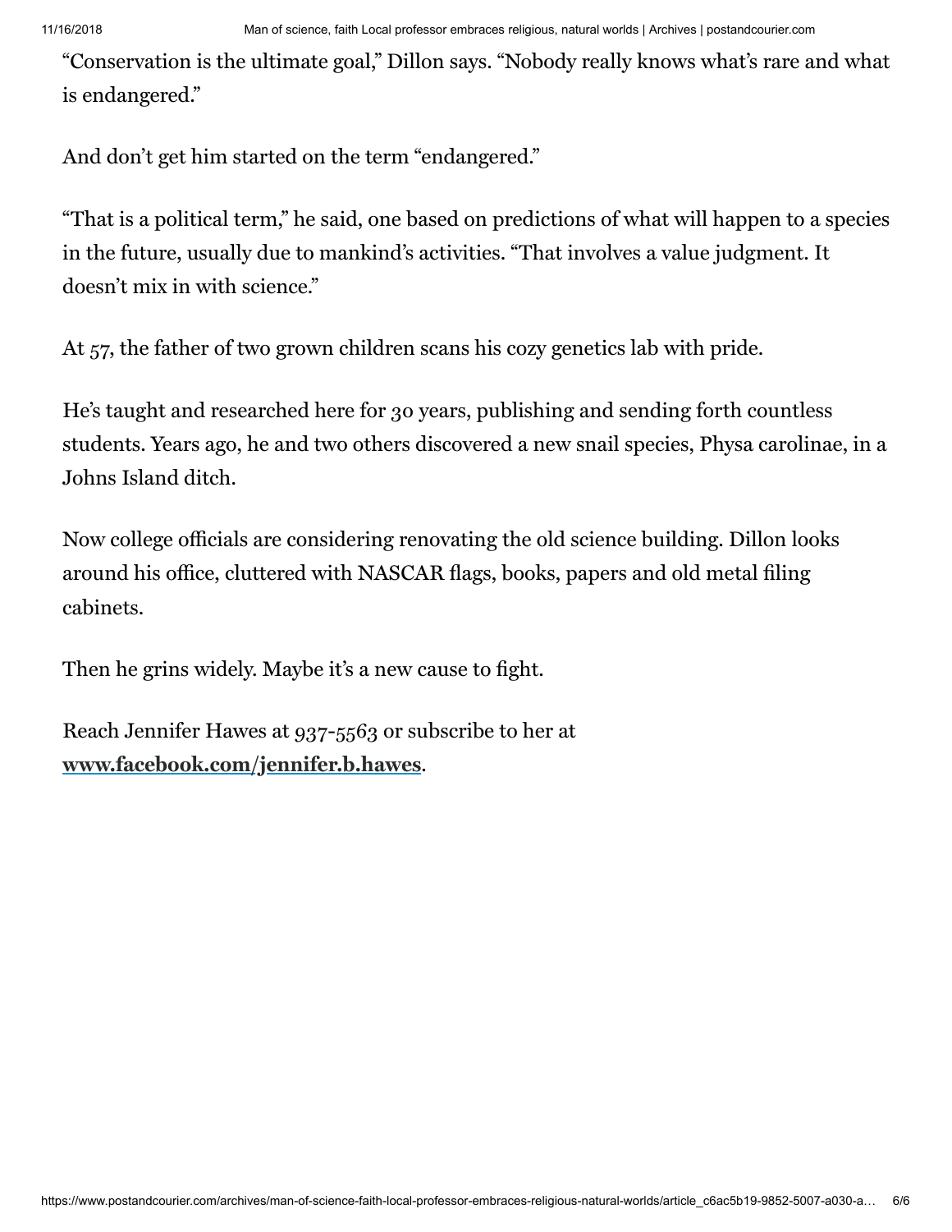"Conservation is the ultimate goal," Dillon says. "Nobody really knows what's rare and what is endangered."

And don't get him started on the term "endangered."

"That is a political term," he said, one based on predictions of what will happen to a species in the future, usually due to mankind's activities. "That involves a value judgment. It doesn't mix in with science."

At 57, the father of two grown children scans his cozy genetics lab with pride.

He's taught and researched here for 30 years, publishing and sending forth countless students. Years ago, he and two others discovered a new snail species, Physa carolinae, in a Johns Island ditch.

Now college officials are considering renovating the old science building. Dillon looks around his office, cluttered with NASCAR flags, books, papers and old metal filing cabinets.

Then he grins widely. Maybe it's a new cause to fight.

Reach Jennifer Hawes at 937-5563 or subscribe to her at **www.facebook.com/jennifer.b.hawes**.